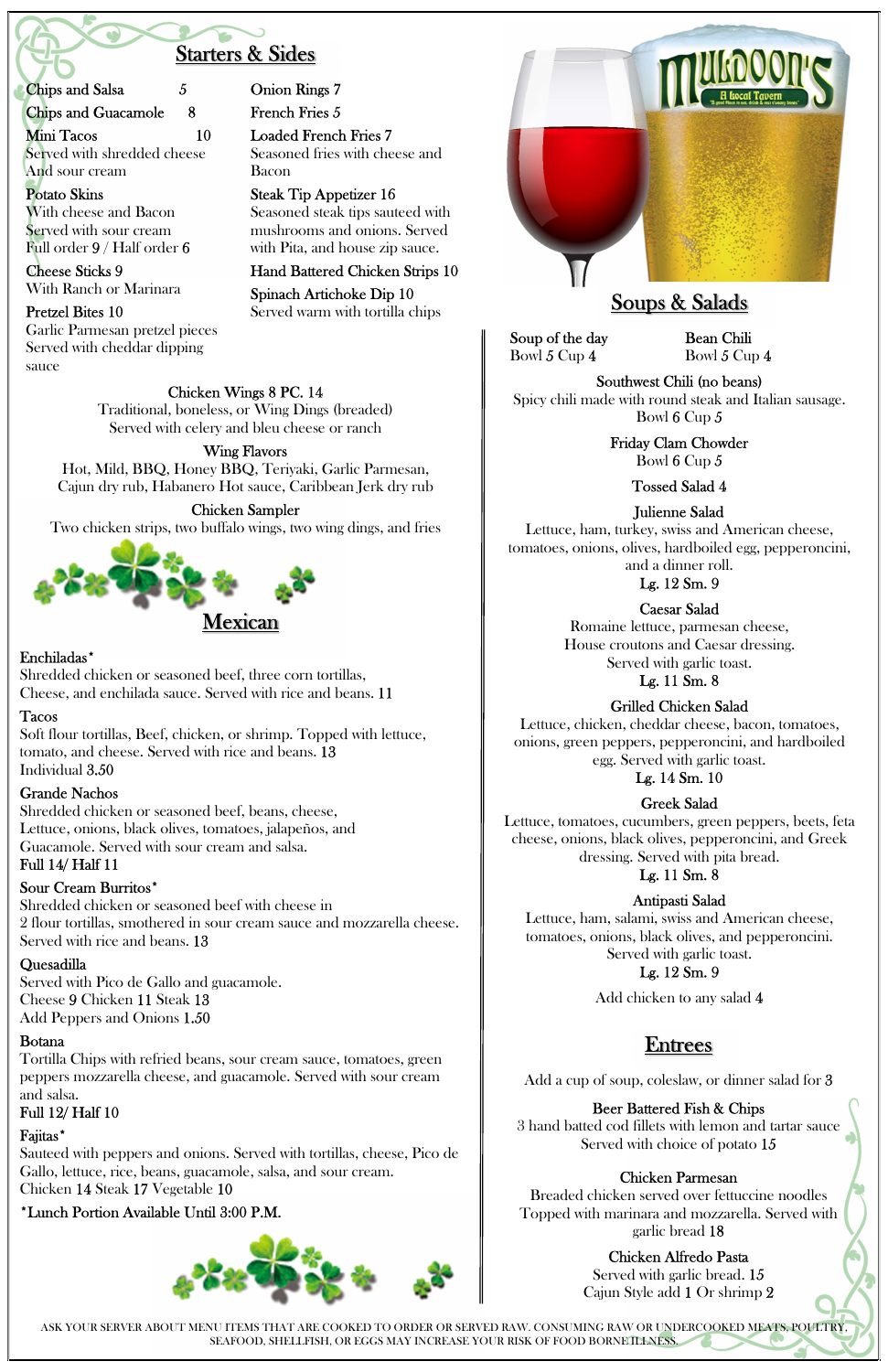## Starters & Sides

Chips and Salsa 5

Chips and Guacamole 8

Mini Tacos 10
Served with shredded cheese
And sour cream

Potato Skins
With cheese and Bacon
Served with sour cream
Full order 9 / Half order 6

Cheese Sticks 9
With Ranch or Marinara

Pretzel Bites 10
Garlic Parmesan pretzel pieces
Served with cheddar dipping
sauce

Onion Rings 7

French Fries 5

Loaded French Fries 7
Seasoned fries with cheese and
Bacon

Steak Tip Appetizer 16
Seasoned steak tips sauteed with
mushrooms and onions. Served
with Pita, and house zip sauce.

Hand Battered Chicken Strips 10

Spinach Artichoke Dip 10
Served warm with tortilla chips

Chicken Wings 8 PC. 14
Traditional, boneless, or Wing Dings (breaded)
Served with celery and bleu cheese or ranch

Wing Flavors
Hot, Mild, BBQ, Honey BBQ, Teriyaki, Garlic Parmesan,
Cajun dry rub, Habanero Hot sauce, Caribbean Jerk dry rub

Chicken Sampler
Two chicken strips, two buffalo wings, two wing dings, and fries

## Mexican

Enchiladas*
Shredded chicken or seasoned beef, three corn tortillas,
Cheese, and enchilada sauce. Served with rice and beans. 11

Tacos
Soft flour tortillas, Beef, chicken, or shrimp. Topped with lettuce,
tomato, and cheese. Served with rice and beans. 13
Individual 3.50

Grande Nachos
Shredded chicken or seasoned beef, beans, cheese,
Lettuce, onions, black olives, tomatoes, jalapeños, and
Guacamole. Served with sour cream and salsa.
Full 14/ Half 11

Sour Cream Burritos*
Shredded chicken or seasoned beef with cheese in
2 flour tortillas, smothered in sour cream sauce and mozzarella cheese.
Served with rice and beans. 13

Quesadilla
Served with Pico de Gallo and guacamole.
Cheese 9 Chicken 11 Steak 13
Add Peppers and Onions 1.50

Botana
Tortilla Chips with refried beans, sour cream sauce, tomatoes, green
peppers mozzarella cheese, and guacamole. Served with sour cream
and salsa.
Full 12/ Half 10

Fajitas*
Sauteed with peppers and onions. Served with tortillas, cheese, Pico de
Gallo, lettuce, rice, beans, guacamole, salsa, and sour cream.
Chicken 14 Steak 17 Vegetable 10

*Lunch Portion Available Until 3:00 P.M.

# Muldoon's
A local Tavern

## Soups & Salads

Soup of the day
Bowl 5 Cup 4

Bean Chili
Bowl 5 Cup 4

Southwest Chili (no beans)
Spicy chili made with round steak and Italian sausage.
Bowl 6 Cup 5

Friday Clam Chowder
Bowl 6 Cup 5

Tossed Salad 4

Julienne Salad
Lettuce, ham, turkey, swiss and American cheese,
tomatoes, onions, olives, hardboiled egg, pepperoncini,
and a dinner roll.
Lg. 12 Sm. 9

Caesar Salad
Romaine lettuce, parmesan cheese,
House croutons and Caesar dressing.
Served with garlic toast.
Lg. 11 Sm. 8

Grilled Chicken Salad
Lettuce, chicken, cheddar cheese, bacon, tomatoes,
onions, green peppers, pepperoncini, and hardboiled
egg. Served with garlic toast.
Lg. 14 Sm. 10

Greek Salad
Lettuce, tomatoes, cucumbers, green peppers, beets, feta
cheese, onions, black olives, pepperoncini, and Greek
dressing. Served with pita bread.
Lg. 11 Sm. 8

Antipasti Salad
Lettuce, ham, salami, swiss and American cheese,
tomatoes, onions, black olives, and pepperoncini.
Served with garlic toast.
Lg. 12 Sm. 9

Add chicken to any salad 4

## Entrees

Add a cup of soup, coleslaw, or dinner salad for 3

Beer Battered Fish & Chips
3 hand batted cod fillets with lemon and tartar sauce
Served with choice of potato 15

Chicken Parmesan
Breaded chicken served over fettuccine noodles
Topped with marinara and mozzarella. Served with
garlic bread 18

Chicken Alfredo Pasta
Served with garlic bread. 15
Cajun Style add 1 Or shrimp 2

ASK YOUR SERVER ABOUT MENU ITEMS THAT ARE COOKED TO ORDER OR SERVED RAW. CONSUMING RAW OR UNDERCOOKED MEATS, POULTRY, SEAFOOD, SHELLFISH, OR EGGS MAY INCREASE YOUR RISK OF FOOD BORNE ILLNESS.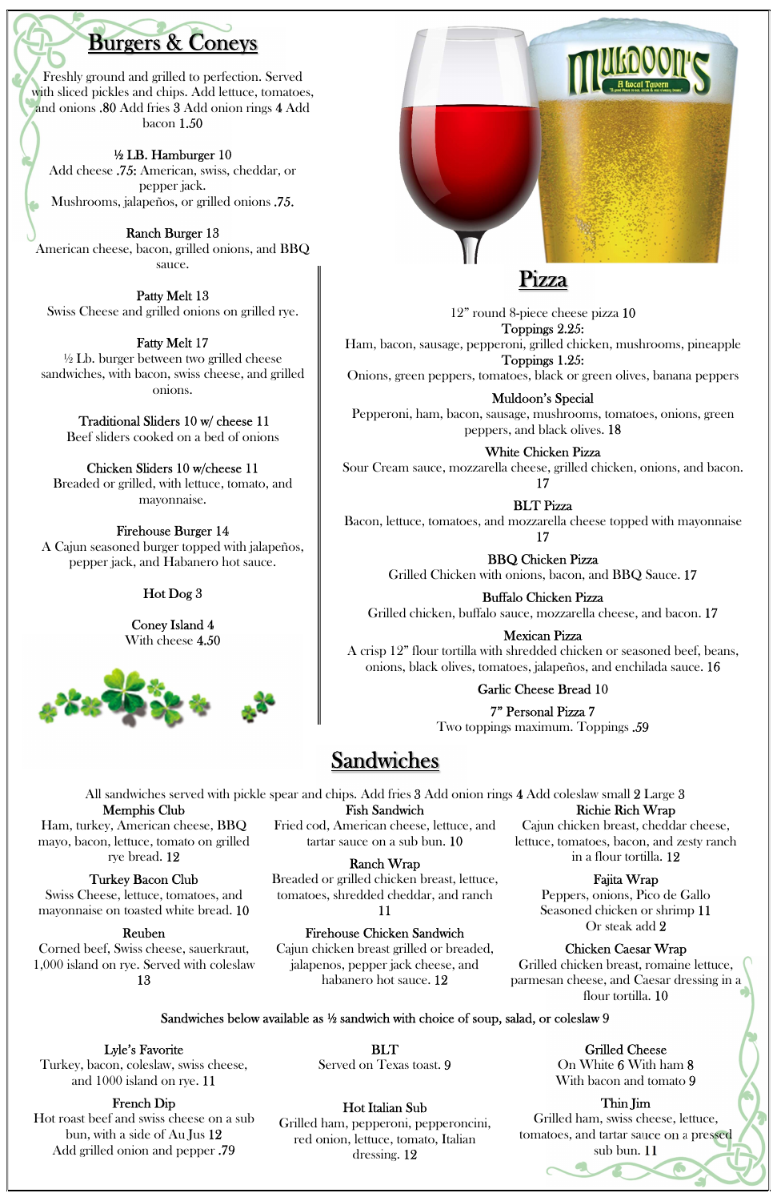## Burgers & Coneys

Freshly ground and grilled to perfection. Served with sliced pickles and chips. Add lettuce, tomatoes, and onions .80 Add fries 3 Add onion rings 4 Add bacon 1.50

**½ LB. Hamburger 10**
Add cheese .75: American, swiss, cheddar, or pepper jack.
Mushrooms, jalapeños, or grilled onions .75.

**Ranch Burger 13**
American cheese, bacon, grilled onions, and BBQ sauce.

**Patty Melt 13**
Swiss Cheese and grilled onions on grilled rye.

**Fatty Melt 17**
½ Lb. burger between two grilled cheese sandwiches, with bacon, swiss cheese, and grilled onions.

**Traditional Sliders 10 w/ cheese 11**
Beef sliders cooked on a bed of onions

**Chicken Sliders 10 w/cheese 11**
Breaded or grilled, with lettuce, tomato, and mayonnaise.

**Firehouse Burger 14**
A Cajun seasoned burger topped with jalapeños, pepper jack, and Habanero hot sauce.

**Hot Dog 3**

**Coney Island 4**
With cheese 4.50

Muldoon's
A Local Tavern

## Pizza

12" round 8-piece cheese pizza 10
**Toppings 2.25:**
Ham, bacon, sausage, pepperoni, grilled chicken, mushrooms, pineapple
**Toppings 1.25:**
Onions, green peppers, tomatoes, black or green olives, banana peppers

**Muldoon's Special**
Pepperoni, ham, bacon, sausage, mushrooms, tomatoes, onions, green peppers, and black olives. 18

**White Chicken Pizza**
Sour Cream sauce, mozzarella cheese, grilled chicken, onions, and bacon. 17

**BLT Pizza**
Bacon, lettuce, tomatoes, and mozzarella cheese topped with mayonnaise 17

**BBQ Chicken Pizza**
Grilled Chicken with onions, bacon, and BBQ Sauce. 17

**Buffalo Chicken Pizza**
Grilled chicken, buffalo sauce, mozzarella cheese, and bacon. 17

**Mexican Pizza**
A crisp 12" flour tortilla with shredded chicken or seasoned beef, beans, onions, black olives, tomatoes, jalapeños, and enchilada sauce. 16

**Garlic Cheese Bread 10**

**7" Personal Pizza 7**
Two toppings maximum. Toppings .59

## Sandwiches

All sandwiches served with pickle spear and chips. Add fries 3 Add onion rings 4 Add coleslaw small 2 Large 3

**Memphis Club**
Ham, turkey, American cheese, BBQ mayo, bacon, lettuce, tomato on grilled rye bread. 12

**Turkey Bacon Club**
Swiss Cheese, lettuce, tomatoes, and mayonnaise on toasted white bread. 10

**Reuben**
Corned beef, Swiss cheese, sauerkraut, 1,000 island on rye. Served with coleslaw 13

**Fish Sandwich**
Fried cod, American cheese, lettuce, and tartar sauce on a sub bun. 10

**Ranch Wrap**
Breaded or grilled chicken breast, lettuce, tomatoes, shredded cheddar, and ranch 11

**Firehouse Chicken Sandwich**
Cajun chicken breast grilled or breaded, jalapenos, pepper jack cheese, and habanero hot sauce. 12

**Richie Rich Wrap**
Cajun chicken breast, cheddar cheese, lettuce, tomatoes, bacon, and zesty ranch in a flour tortilla. 12

**Fajita Wrap**
Peppers, onions, Pico de Gallo
Seasoned chicken or shrimp 11
Or steak add 2

**Chicken Caesar Wrap**
Grilled chicken breast, romaine lettuce, parmesan cheese, and Caesar dressing in a flour tortilla. 10

Sandwiches below available as ½ sandwich with choice of soup, salad, or coleslaw 9

**Lyle's Favorite**
Turkey, bacon, coleslaw, swiss cheese, and 1000 island on rye. 11

**French Dip**
Hot roast beef and swiss cheese on a sub bun, with a side of Au Jus 12
Add grilled onion and pepper .79

**BLT**
Served on Texas toast. 9

**Hot Italian Sub**
Grilled ham, pepperoni, pepperoncini, red onion, lettuce, tomato, Italian dressing. 12

**Grilled Cheese**
On White 6 With ham 8
With bacon and tomato 9

**Thin Jim**
Grilled ham, swiss cheese, lettuce, tomatoes, and tartar sauce on a pressed sub bun. 11